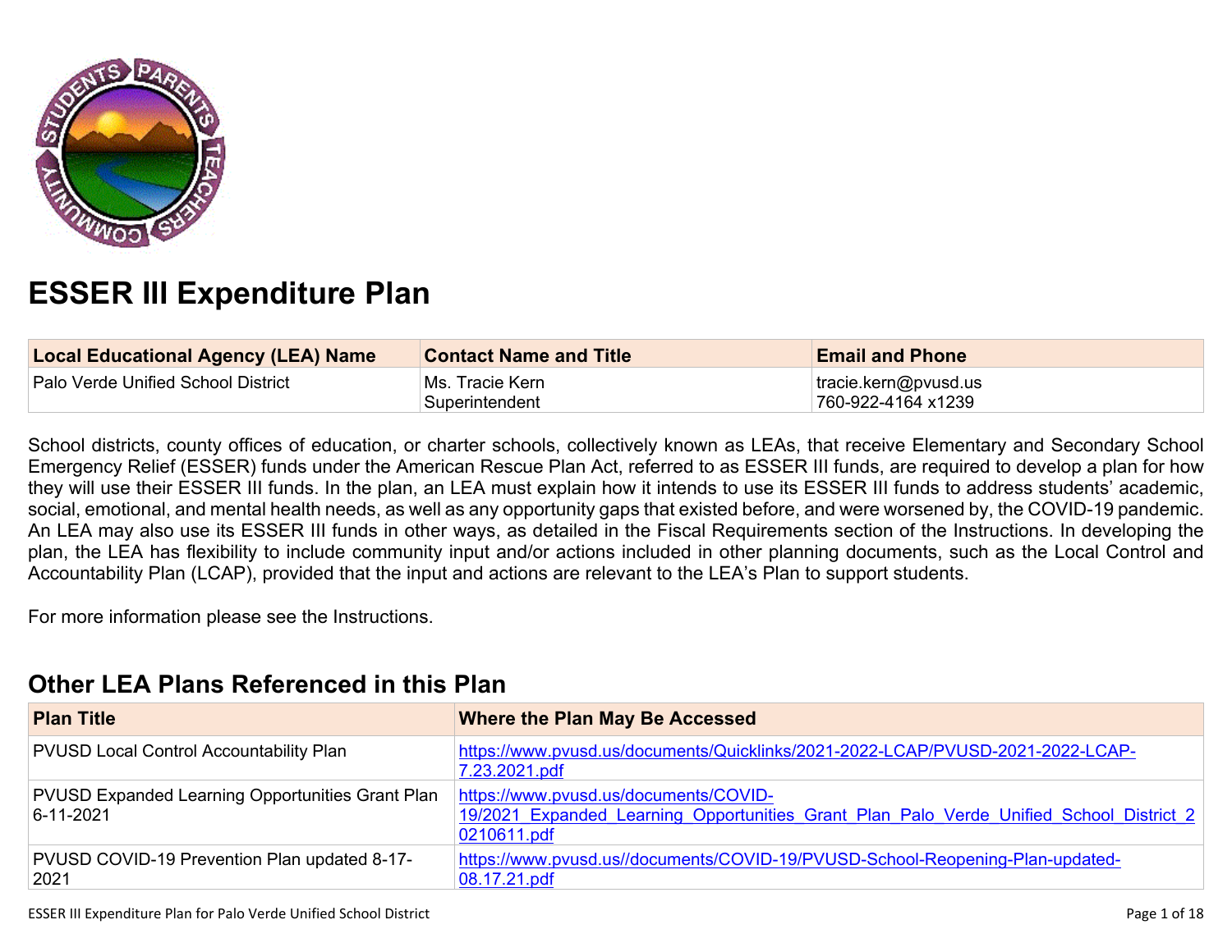# ESSER III Expenditure Plan

| Local Educational Agency (LEA) Name | Contact Name and Title | Email and Phone |
|---|---|---|
| Palo Verde Unified School District | Ms. Tracie Kern<br>Superintendent | tracie.kern@pvusd.us<br>760-922-4164 x1239 |

School districts, county offices of education, or charter schools, collectively known as LEAs, that receive Elementary and Secondary School Emergency Relief (ESSER) funds under the American Rescue Plan Act, referred to as ESSER III funds, are required to develop a plan for how they will use their ESSER III funds. In the plan, an LEA must explain how it intends to use its ESSER III funds to address students' academic, social, emotional, and mental health needs, as well as any opportunity gaps that existed before, and were worsened by, the COVID-19 pandemic. An LEA may also use its ESSER III funds in other ways, as detailed in the Fiscal Requirements section of the Instructions. In developing the plan, the LEA has flexibility to include community input and/or actions included in other planning documents, such as the Local Control and Accountability Plan (LCAP), provided that the input and actions are relevant to the LEA's Plan to support students.

For more information please see the Instructions.

## Other LEA Plans Referenced in this Plan

| Plan Title | Where the Plan May Be Accessed |
|---|---|
| PVUSD Local Control Accountability Plan | https://www.pvusd.us/documents/Quicklinks/2021-2022-LCAP/PVUSD-2021-2022-LCAP-7.23.2021.pdf |
| PVUSD Expanded Learning Opportunities Grant Plan 6-11-2021 | https://www.pvusd.us/documents/COVID-19/2021_Expanded_Learning_Opportunities_Grant_Plan_Palo_Verde_Unified_School_District_20210611.pdf |
| PVUSD COVID-19 Prevention Plan updated 8-17-2021 | https://www.pvusd.us//documents/COVID-19/PVUSD-School-Reopening-Plan-updated-08.17.21.pdf |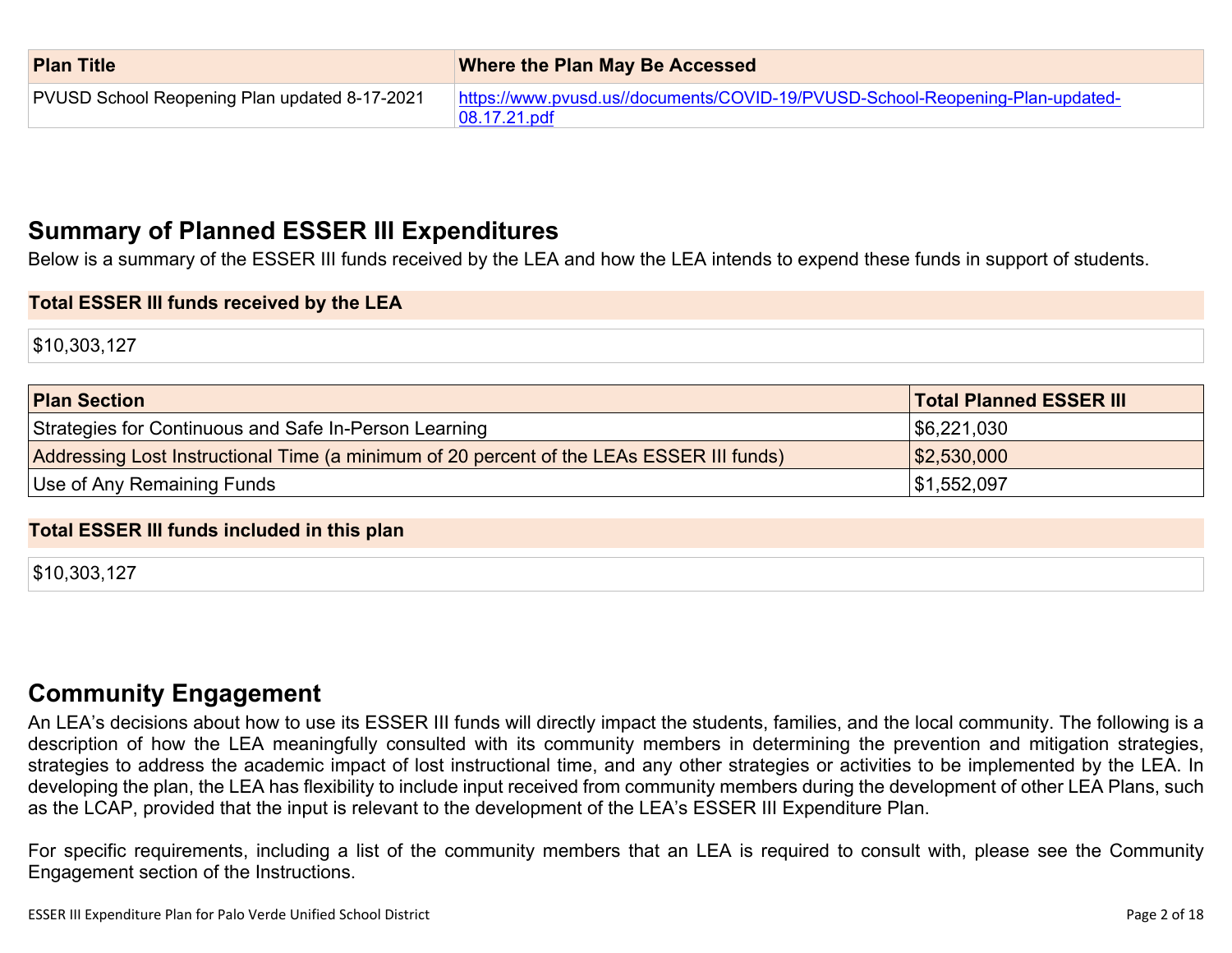| Plan Title | Where the Plan May Be Accessed |
| --- | --- |
| PVUSD School Reopening Plan updated 8-17-2021 | https://www.pvusd.us//documents/COVID-19/PVUSD-School-Reopening-Plan-updated-08.17.21.pdf |

## Summary of Planned ESSER III Expenditures

Below is a summary of the ESSER III funds received by the LEA and how the LEA intends to expend these funds in support of students.

| Total ESSER III funds received by the LEA |
| --- |
| $10,303,127 |

| Plan Section | Total Planned ESSER III |
| --- | --- |
| Strategies for Continuous and Safe In-Person Learning | $6,221,030 |
| Addressing Lost Instructional Time (a minimum of 20 percent of the LEAs ESSER III funds) | $2,530,000 |
| Use of Any Remaining Funds | $1,552,097 |

| Total ESSER III funds included in this plan |
| --- |
| $10,303,127 |

## Community Engagement

An LEA's decisions about how to use its ESSER III funds will directly impact the students, families, and the local community. The following is a description of how the LEA meaningfully consulted with its community members in determining the prevention and mitigation strategies, strategies to address the academic impact of lost instructional time, and any other strategies or activities to be implemented by the LEA. In developing the plan, the LEA has flexibility to include input received from community members during the development of other LEA Plans, such as the LCAP, provided that the input is relevant to the development of the LEA's ESSER III Expenditure Plan.

For specific requirements, including a list of the community members that an LEA is required to consult with, please see the Community Engagement section of the Instructions.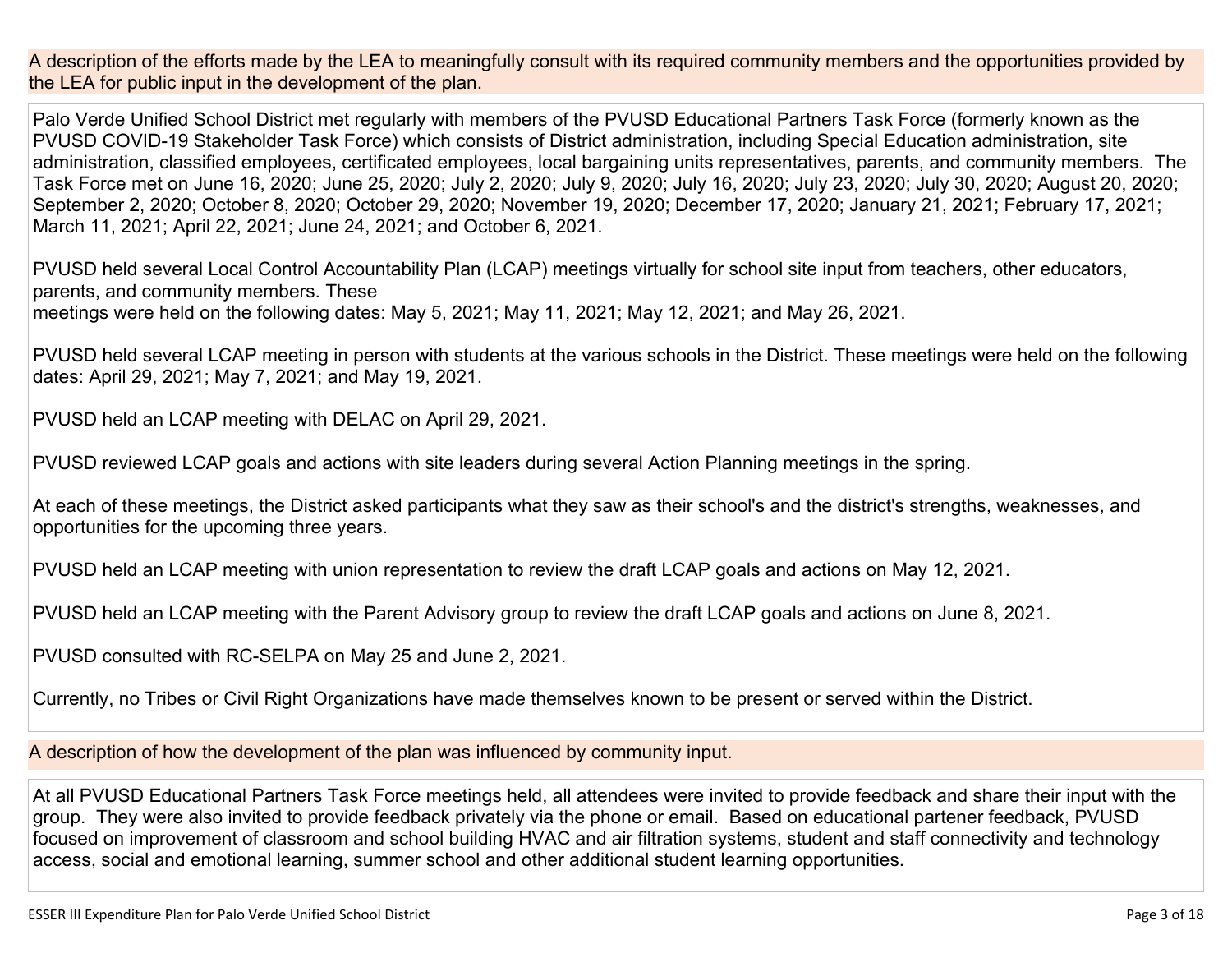A description of the efforts made by the LEA to meaningfully consult with its required community members and the opportunities provided by the LEA for public input in the development of the plan.

Palo Verde Unified School District met regularly with members of the PVUSD Educational Partners Task Force (formerly known as the PVUSD COVID-19 Stakeholder Task Force) which consists of District administration, including Special Education administration, site administration, classified employees, certificated employees, local bargaining units representatives, parents, and community members. The Task Force met on June 16, 2020; June 25, 2020; July 2, 2020; July 9, 2020; July 16, 2020; July 23, 2020; July 30, 2020; August 20, 2020; September 2, 2020; October 8, 2020; October 29, 2020; November 19, 2020; December 17, 2020; January 21, 2021; February 17, 2021; March 11, 2021; April 22, 2021; June 24, 2021; and October 6, 2021.

PVUSD held several Local Control Accountability Plan (LCAP) meetings virtually for school site input from teachers, other educators, parents, and community members. These
meetings were held on the following dates: May 5, 2021; May 11, 2021; May 12, 2021; and May 26, 2021.

PVUSD held several LCAP meeting in person with students at the various schools in the District. These meetings were held on the following dates: April 29, 2021; May 7, 2021; and May 19, 2021.

PVUSD held an LCAP meeting with DELAC on April 29, 2021.

PVUSD reviewed LCAP goals and actions with site leaders during several Action Planning meetings in the spring.

At each of these meetings, the District asked participants what they saw as their school's and the district's strengths, weaknesses, and opportunities for the upcoming three years.

PVUSD held an LCAP meeting with union representation to review the draft LCAP goals and actions on May 12, 2021.

PVUSD held an LCAP meeting with the Parent Advisory group to review the draft LCAP goals and actions on June 8, 2021.

PVUSD consulted with RC-SELPA on May 25 and June 2, 2021.

Currently, no Tribes or Civil Right Organizations have made themselves known to be present or served within the District.

A description of how the development of the plan was influenced by community input.

At all PVUSD Educational Partners Task Force meetings held, all attendees were invited to provide feedback and share their input with the group. They were also invited to provide feedback privately via the phone or email. Based on educational partener feedback, PVUSD focused on improvement of classroom and school building HVAC and air filtration systems, student and staff connectivity and technology access, social and emotional learning, summer school and other additional student learning opportunities.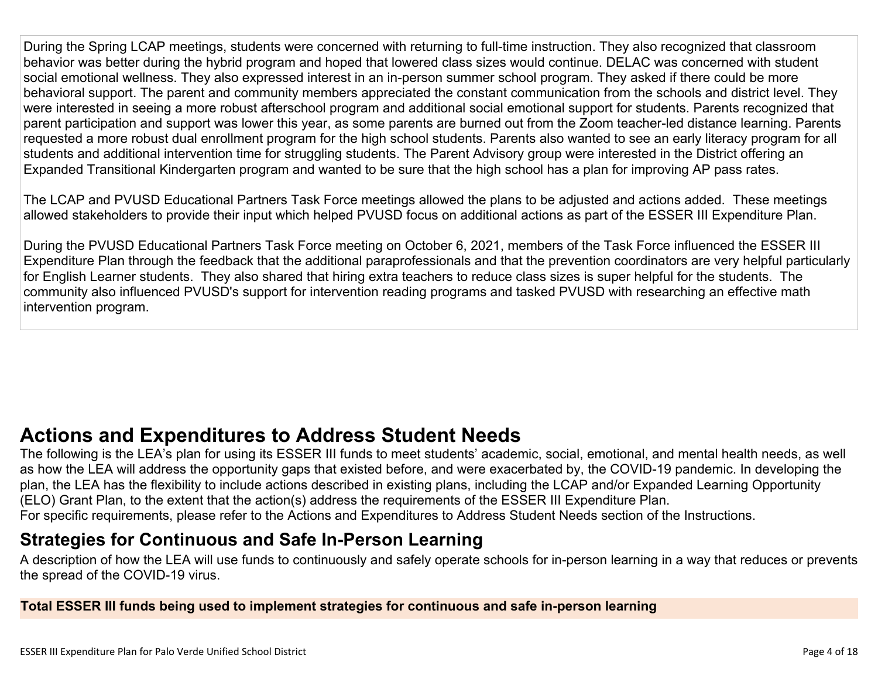During the Spring LCAP meetings, students were concerned with returning to full-time instruction. They also recognized that classroom behavior was better during the hybrid program and hoped that lowered class sizes would continue. DELAC was concerned with student social emotional wellness. They also expressed interest in an in-person summer school program. They asked if there could be more behavioral support. The parent and community members appreciated the constant communication from the schools and district level. They were interested in seeing a more robust afterschool program and additional social emotional support for students. Parents recognized that parent participation and support was lower this year, as some parents are burned out from the Zoom teacher-led distance learning. Parents requested a more robust dual enrollment program for the high school students. Parents also wanted to see an early literacy program for all students and additional intervention time for struggling students. The Parent Advisory group were interested in the District offering an Expanded Transitional Kindergarten program and wanted to be sure that the high school has a plan for improving AP pass rates.

The LCAP and PVUSD Educational Partners Task Force meetings allowed the plans to be adjusted and actions added. These meetings allowed stakeholders to provide their input which helped PVUSD focus on additional actions as part of the ESSER III Expenditure Plan.

During the PVUSD Educational Partners Task Force meeting on October 6, 2021, members of the Task Force influenced the ESSER III Expenditure Plan through the feedback that the additional paraprofessionals and that the prevention coordinators are very helpful particularly for English Learner students. They also shared that hiring extra teachers to reduce class sizes is super helpful for the students. The community also influenced PVUSD's support for intervention reading programs and tasked PVUSD with researching an effective math intervention program.

# Actions and Expenditures to Address Student Needs

The following is the LEA's plan for using its ESSER III funds to meet students' academic, social, emotional, and mental health needs, as well as how the LEA will address the opportunity gaps that existed before, and were exacerbated by, the COVID-19 pandemic. In developing the plan, the LEA has the flexibility to include actions described in existing plans, including the LCAP and/or Expanded Learning Opportunity (ELO) Grant Plan, to the extent that the action(s) address the requirements of the ESSER III Expenditure Plan.
For specific requirements, please refer to the Actions and Expenditures to Address Student Needs section of the Instructions.

## Strategies for Continuous and Safe In-Person Learning

A description of how the LEA will use funds to continuously and safely operate schools for in-person learning in a way that reduces or prevents the spread of the COVID-19 virus.

| Total ESSER III funds being used to implement strategies for continuous and safe in-person learning |
| --- |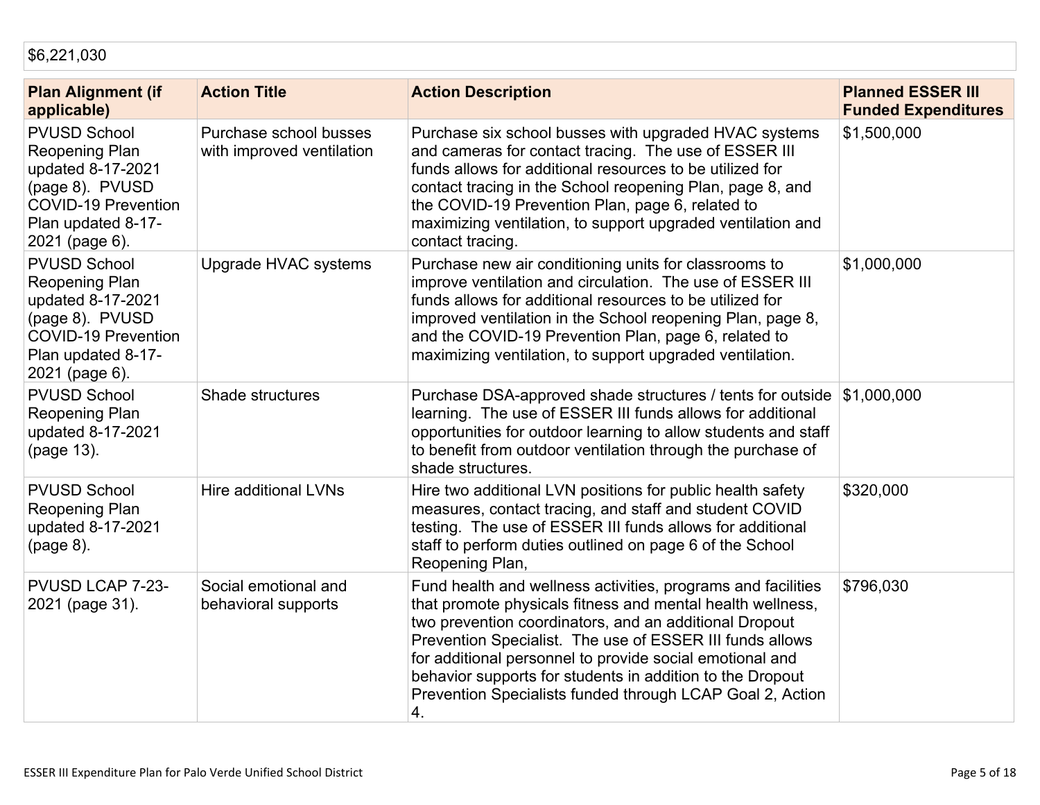$6,221,030

| Plan Alignment (if applicable) | Action Title | Action Description | Planned ESSER III Funded Expenditures |
| --- | --- | --- | --- |
| PVUSD School Reopening Plan updated 8-17-2021 (page 8). PVUSD COVID-19 Prevention Plan updated 8-17-2021 (page 6). | Purchase school busses with improved ventilation | Purchase six school busses with upgraded HVAC systems and cameras for contact tracing. The use of ESSER III funds allows for additional resources to be utilized for contact tracing in the School reopening Plan, page 8, and the COVID-19 Prevention Plan, page 6, related to maximizing ventilation, to support upgraded ventilation and contact tracing. | $1,500,000 |
| PVUSD School Reopening Plan updated 8-17-2021 (page 8). PVUSD COVID-19 Prevention Plan updated 8-17-2021 (page 6). | Upgrade HVAC systems | Purchase new air conditioning units for classrooms to improve ventilation and circulation. The use of ESSER III funds allows for additional resources to be utilized for improved ventilation in the School reopening Plan, page 8, and the COVID-19 Prevention Plan, page 6, related to maximizing ventilation, to support upgraded ventilation. | $1,000,000 |
| PVUSD School Reopening Plan updated 8-17-2021 (page 13). | Shade structures | Purchase DSA-approved shade structures / tents for outside learning. The use of ESSER III funds allows for additional opportunities for outdoor learning to allow students and staff to benefit from outdoor ventilation through the purchase of shade structures. | $1,000,000 |
| PVUSD School Reopening Plan updated 8-17-2021 (page 8). | Hire additional LVNs | Hire two additional LVN positions for public health safety measures, contact tracing, and staff and student COVID testing. The use of ESSER III funds allows for additional staff to perform duties outlined on page 6 of the School Reopening Plan, | $320,000 |
| PVUSD LCAP 7-23-2021 (page 31). | Social emotional and behavioral supports | Fund health and wellness activities, programs and facilities that promote physicals fitness and mental health wellness, two prevention coordinators, and an additional Dropout Prevention Specialist. The use of ESSER III funds allows for additional personnel to provide social emotional and behavior supports for students in addition to the Dropout Prevention Specialists funded through LCAP Goal 2, Action 4. | $796,030 |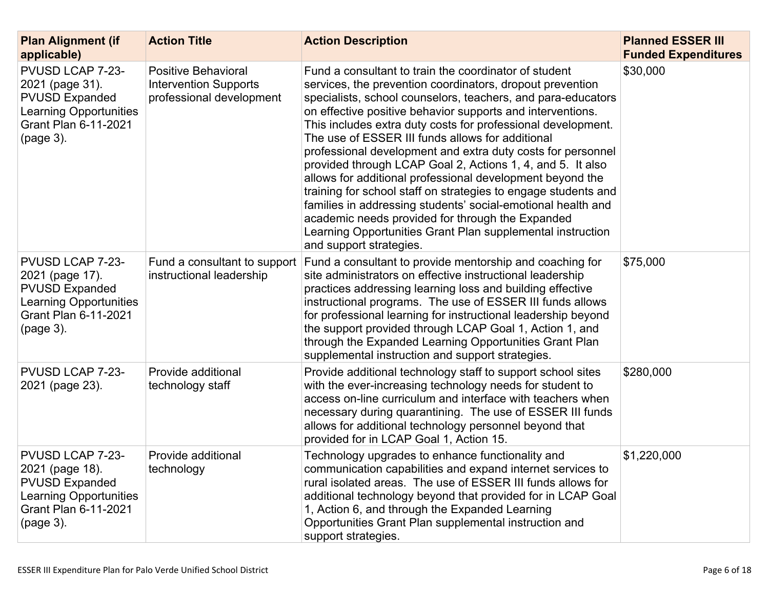| Plan Alignment (if applicable) | Action Title | Action Description | Planned ESSER III Funded Expenditures |
|---|---|---|---|
| PVUSD LCAP 7-23-2021 (page 31). PVUSD Expanded Learning Opportunities Grant Plan 6-11-2021 (page 3). | Positive Behavioral Intervention Supports professional development | Fund a consultant to train the coordinator of student services, the prevention coordinators, dropout prevention specialists, school counselors, teachers, and para-educators on effective positive behavior supports and interventions. This includes extra duty costs for professional development. The use of ESSER III funds allows for additional professional development and extra duty costs for personnel provided through LCAP Goal 2, Actions 1, 4, and 5. It also allows for additional professional development beyond the training for school staff on strategies to engage students and families in addressing students' social-emotional health and academic needs provided for through the Expanded Learning Opportunities Grant Plan supplemental instruction and support strategies. | $30,000 |
| PVUSD LCAP 7-23-2021 (page 17). PVUSD Expanded Learning Opportunities Grant Plan 6-11-2021 (page 3). | Fund a consultant to support instructional leadership | Fund a consultant to provide mentorship and coaching for site administrators on effective instructional leadership practices addressing learning loss and building effective instructional programs. The use of ESSER III funds allows for professional learning for instructional leadership beyond the support provided through LCAP Goal 1, Action 1, and through the Expanded Learning Opportunities Grant Plan supplemental instruction and support strategies. | $75,000 |
| PVUSD LCAP 7-23-2021 (page 23). | Provide additional technology staff | Provide additional technology staff to support school sites with the ever-increasing technology needs for student to access on-line curriculum and interface with teachers when necessary during quarantining. The use of ESSER III funds allows for additional technology personnel beyond that provided for in LCAP Goal 1, Action 15. | $280,000 |
| PVUSD LCAP 7-23-2021 (page 18). PVUSD Expanded Learning Opportunities Grant Plan 6-11-2021 (page 3). | Provide additional technology | Technology upgrades to enhance functionality and communication capabilities and expand internet services to rural isolated areas. The use of ESSER III funds allows for additional technology beyond that provided for in LCAP Goal 1, Action 6, and through the Expanded Learning Opportunities Grant Plan supplemental instruction and support strategies. | $1,220,000 |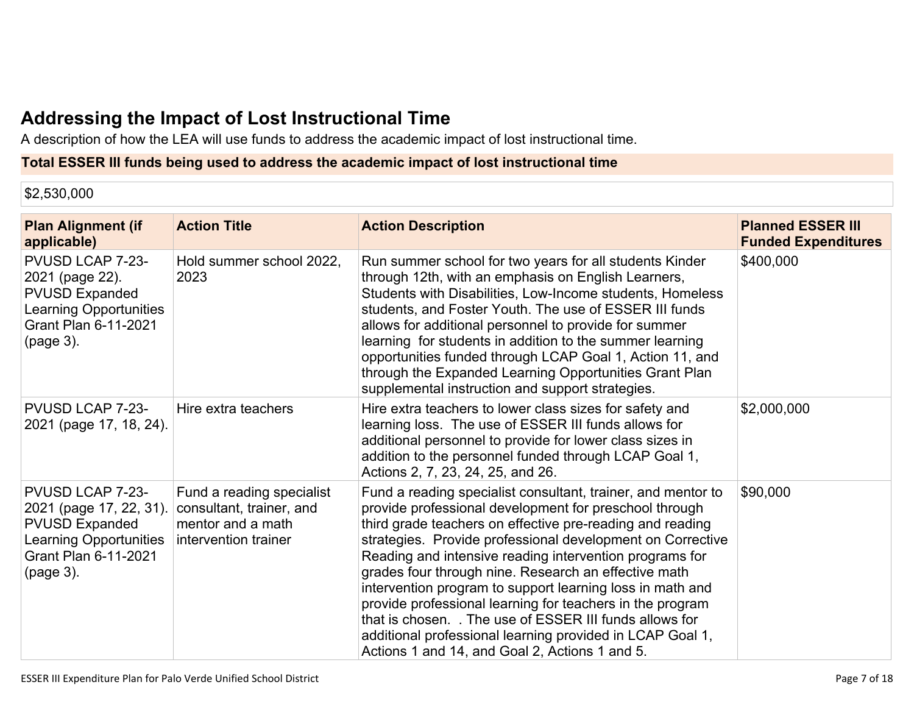## Addressing the Impact of Lost Instructional Time

A description of how the LEA will use funds to address the academic impact of lost instructional time.

**Total ESSER III funds being used to address the academic impact of lost instructional time**

$2,530,000

| Plan Alignment (if applicable) | Action Title | Action Description | Planned ESSER III Funded Expenditures |
| --- | --- | --- | --- |
| PVUSD LCAP 7-23-2021 (page 22). PVUSD Expanded Learning Opportunities Grant Plan 6-11-2021 (page 3). | Hold summer school 2022, 2023 | Run summer school for two years for all students Kinder through 12th, with an emphasis on English Learners, Students with Disabilities, Low-Income students, Homeless students, and Foster Youth. The use of ESSER III funds allows for additional personnel to provide for summer learning for students in addition to the summer learning opportunities funded through LCAP Goal 1, Action 11, and through the Expanded Learning Opportunities Grant Plan supplemental instruction and support strategies. | $400,000 |
| PVUSD LCAP 7-23-2021 (page 17, 18, 24). | Hire extra teachers | Hire extra teachers to lower class sizes for safety and learning loss. The use of ESSER III funds allows for additional personnel to provide for lower class sizes in addition to the personnel funded through LCAP Goal 1, Actions 2, 7, 23, 24, 25, and 26. | $2,000,000 |
| PVUSD LCAP 7-23-2021 (page 17, 22, 31). PVUSD Expanded Learning Opportunities Grant Plan 6-11-2021 (page 3). | Fund a reading specialist consultant, trainer, and mentor and a math intervention trainer | Fund a reading specialist consultant, trainer, and mentor to provide professional development for preschool through third grade teachers on effective pre-reading and reading strategies. Provide professional development on Corrective Reading and intensive reading intervention programs for grades four through nine. Research an effective math intervention program to support learning loss in math and provide professional learning for teachers in the program that is chosen. . The use of ESSER III funds allows for additional professional learning provided in LCAP Goal 1, Actions 1 and 14, and Goal 2, Actions 1 and 5. | $90,000 |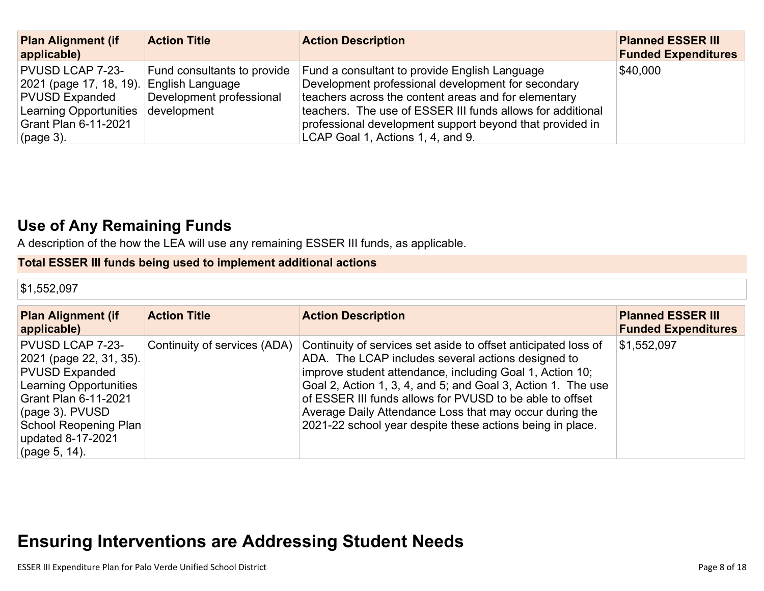| Plan Alignment (if applicable) | Action Title | Action Description | Planned ESSER III Funded Expenditures |
|---|---|---|---|
| PVUSD LCAP 7-23-2021 (page 17, 18, 19). PVUSD Expanded Learning Opportunities Grant Plan 6-11-2021 (page 3). | Fund consultants to provide English Language Development professional development | Fund a consultant to provide English Language Development professional development for secondary teachers across the content areas and for elementary teachers. The use of ESSER III funds allows for additional professional development support beyond that provided in LCAP Goal 1, Actions 1, 4, and 9. | $40,000 |

## Use of Any Remaining Funds

A description of the how the LEA will use any remaining ESSER III funds, as applicable.

**Total ESSER III funds being used to implement additional actions**

$1,552,097

| Plan Alignment (if applicable) | Action Title | Action Description | Planned ESSER III Funded Expenditures |
|---|---|---|---|
| PVUSD LCAP 7-23-2021 (page 22, 31, 35). PVUSD Expanded Learning Opportunities Grant Plan 6-11-2021 (page 3). PVUSD School Reopening Plan updated 8-17-2021 (page 5, 14). | Continuity of services (ADA) | Continuity of services set aside to offset anticipated loss of ADA. The LCAP includes several actions designed to improve student attendance, including Goal 1, Action 10; Goal 2, Action 1, 3, 4, and 5; and Goal 3, Action 1. The use of ESSER III funds allows for PVUSD to be able to offset Average Daily Attendance Loss that may occur during the 2021-22 school year despite these actions being in place. | $1,552,097 |

# Ensuring Interventions are Addressing Student Needs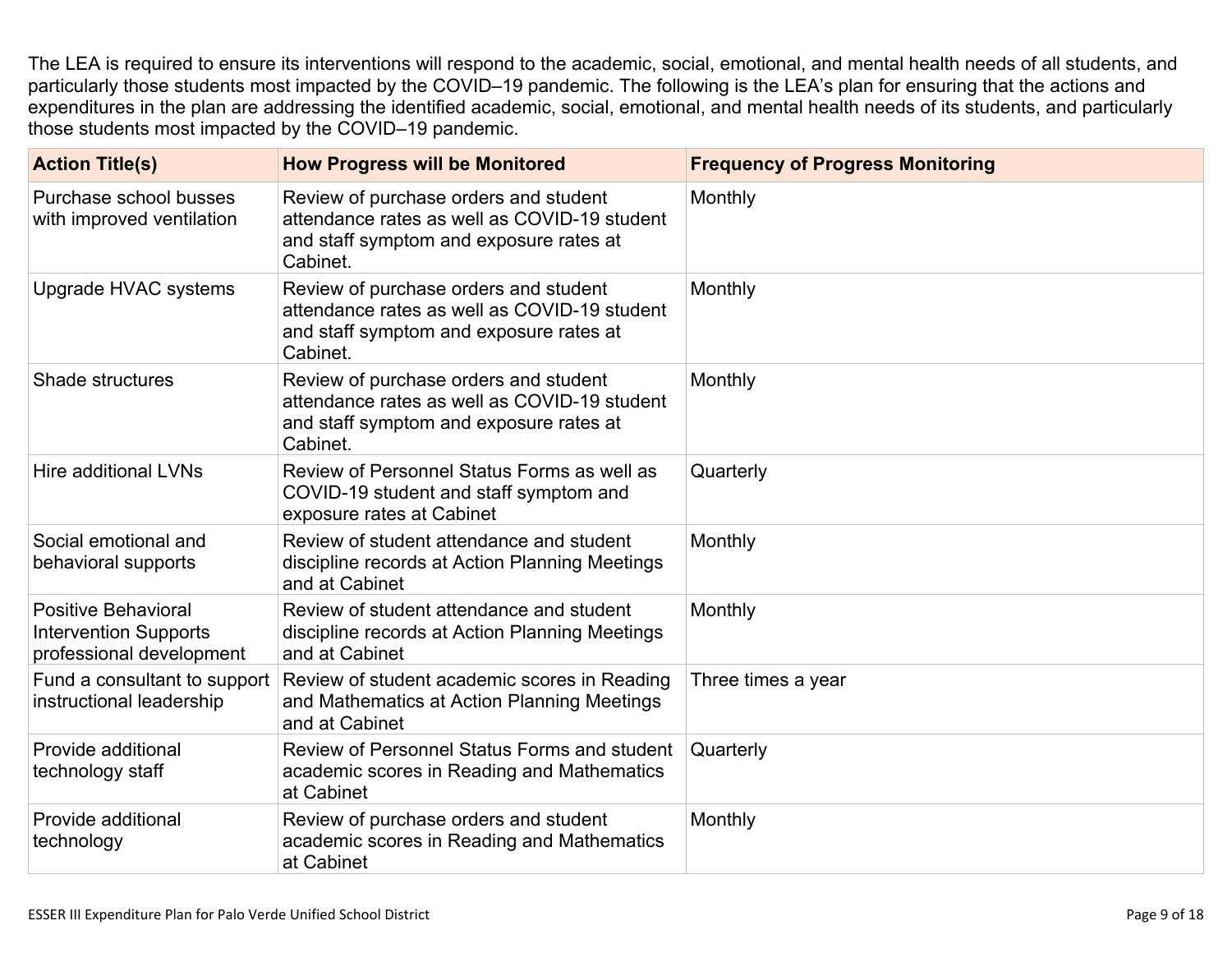The LEA is required to ensure its interventions will respond to the academic, social, emotional, and mental health needs of all students, and particularly those students most impacted by the COVID–19 pandemic. The following is the LEA's plan for ensuring that the actions and expenditures in the plan are addressing the identified academic, social, emotional, and mental health needs of its students, and particularly those students most impacted by the COVID–19 pandemic.

| Action Title(s) | How Progress will be Monitored | Frequency of Progress Monitoring |
|---|---|---|
| Purchase school busses with improved ventilation | Review of purchase orders and student attendance rates as well as COVID-19 student and staff symptom and exposure rates at Cabinet. | Monthly |
| Upgrade HVAC systems | Review of purchase orders and student attendance rates as well as COVID-19 student and staff symptom and exposure rates at Cabinet. | Monthly |
| Shade structures | Review of purchase orders and student attendance rates as well as COVID-19 student and staff symptom and exposure rates at Cabinet. | Monthly |
| Hire additional LVNs | Review of Personnel Status Forms as well as COVID-19 student and staff symptom and exposure rates at Cabinet | Quarterly |
| Social emotional and behavioral supports | Review of student attendance and student discipline records at Action Planning Meetings and at Cabinet | Monthly |
| Positive Behavioral Intervention Supports professional development | Review of student attendance and student discipline records at Action Planning Meetings and at Cabinet | Monthly |
| Fund a consultant to support instructional leadership | Review of student academic scores in Reading and Mathematics at Action Planning Meetings and at Cabinet | Three times a year |
| Provide additional technology staff | Review of Personnel Status Forms and student academic scores in Reading and Mathematics at Cabinet | Quarterly |
| Provide additional technology | Review of purchase orders and student academic scores in Reading and Mathematics at Cabinet | Monthly |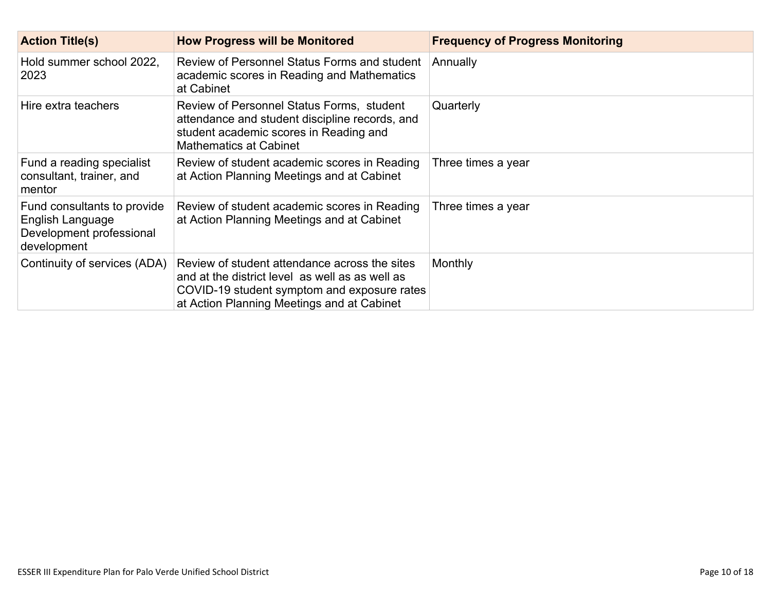| Action Title(s) | How Progress will be Monitored | Frequency of Progress Monitoring |
| --- | --- | --- |
| Hold summer school 2022, 2023 | Review of Personnel Status Forms and student academic scores in Reading and Mathematics at Cabinet | Annually |
| Hire extra teachers | Review of Personnel Status Forms, student attendance and student discipline records, and student academic scores in Reading and Mathematics at Cabinet | Quarterly |
| Fund a reading specialist consultant, trainer, and mentor | Review of student academic scores in Reading at Action Planning Meetings and at Cabinet | Three times a year |
| Fund consultants to provide English Language Development professional development | Review of student academic scores in Reading at Action Planning Meetings and at Cabinet | Three times a year |
| Continuity of services (ADA) | Review of student attendance across the sites and at the district level as well as as well as COVID-19 student symptom and exposure rates at Action Planning Meetings and at Cabinet | Monthly |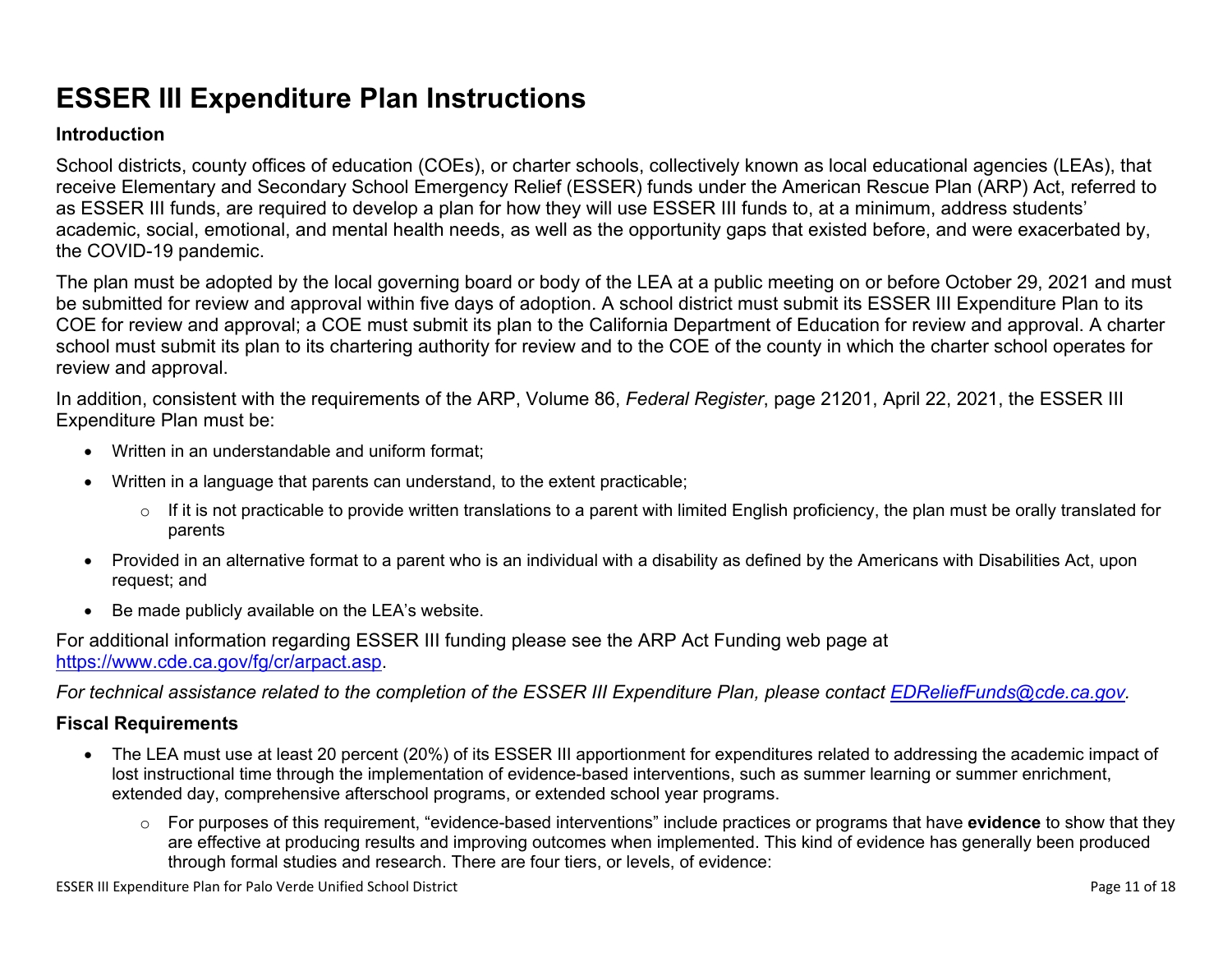# ESSER III Expenditure Plan Instructions

## Introduction

School districts, county offices of education (COEs), or charter schools, collectively known as local educational agencies (LEAs), that receive Elementary and Secondary School Emergency Relief (ESSER) funds under the American Rescue Plan (ARP) Act, referred to as ESSER III funds, are required to develop a plan for how they will use ESSER III funds to, at a minimum, address students' academic, social, emotional, and mental health needs, as well as the opportunity gaps that existed before, and were exacerbated by, the COVID-19 pandemic.

The plan must be adopted by the local governing board or body of the LEA at a public meeting on or before October 29, 2021 and must be submitted for review and approval within five days of adoption. A school district must submit its ESSER III Expenditure Plan to its COE for review and approval; a COE must submit its plan to the California Department of Education for review and approval. A charter school must submit its plan to its chartering authority for review and to the COE of the county in which the charter school operates for review and approval.

In addition, consistent with the requirements of the ARP, Volume 86, *Federal Register*, page 21201, April 22, 2021, the ESSER III Expenditure Plan must be:

- Written in an understandable and uniform format;
- Written in a language that parents can understand, to the extent practicable;
  - If it is not practicable to provide written translations to a parent with limited English proficiency, the plan must be orally translated for parents
- Provided in an alternative format to a parent who is an individual with a disability as defined by the Americans with Disabilities Act, upon request; and
- Be made publicly available on the LEA's website.

For additional information regarding ESSER III funding please see the ARP Act Funding web page at [https://www.cde.ca.gov/fg/cr/arpact.asp](https://www.cde.ca.gov/fg/cr/arpact.asp).

*For technical assistance related to the completion of the ESSER III Expenditure Plan, please contact [EDReliefFunds@cde.ca.gov](mailto:EDReliefFunds@cde.ca.gov).*

## Fiscal Requirements

- The LEA must use at least 20 percent (20%) of its ESSER III apportionment for expenditures related to addressing the academic impact of lost instructional time through the implementation of evidence-based interventions, such as summer learning or summer enrichment, extended day, comprehensive afterschool programs, or extended school year programs.
  - For purposes of this requirement, "evidence-based interventions" include practices or programs that have **evidence** to show that they are effective at producing results and improving outcomes when implemented. This kind of evidence has generally been produced through formal studies and research. There are four tiers, or levels, of evidence: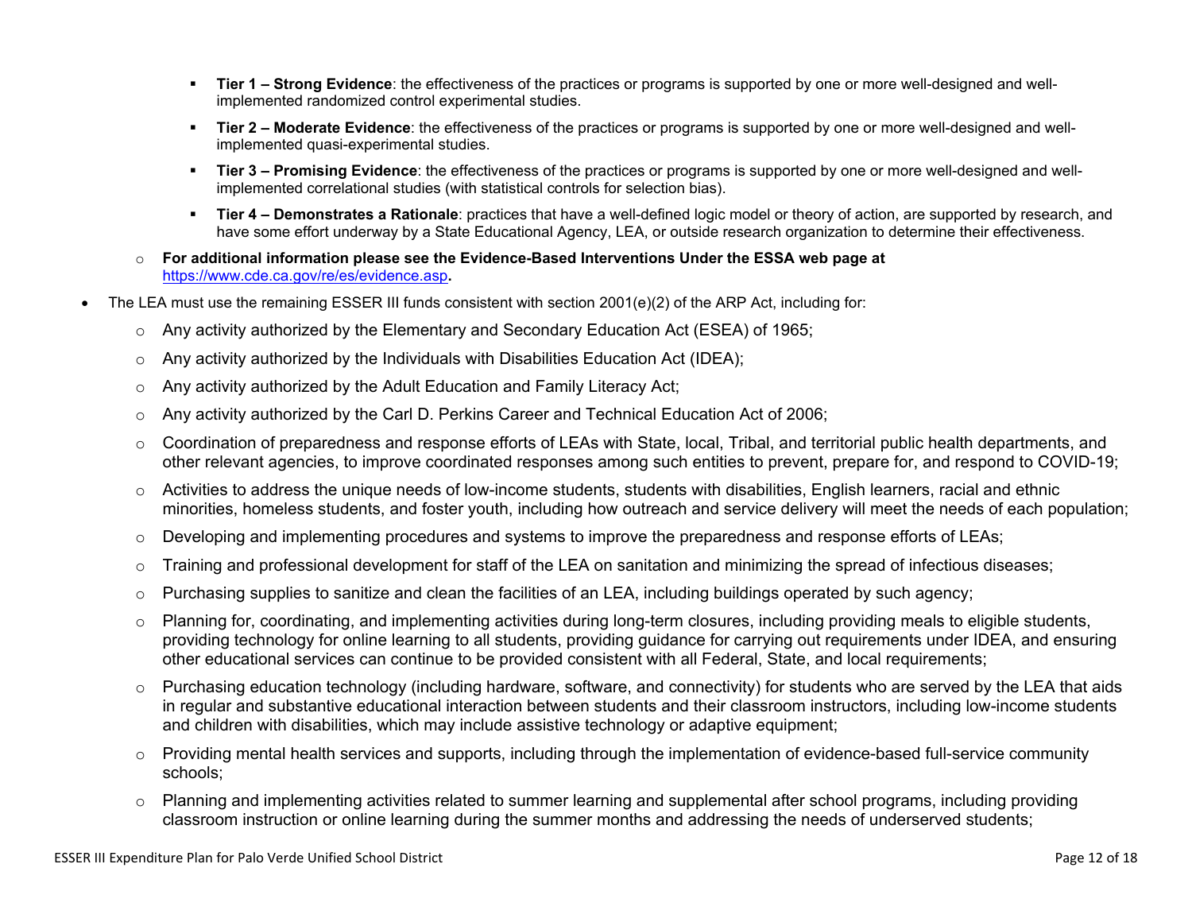- **Tier 1 – Strong Evidence**: the effectiveness of the practices or programs is supported by one or more well-designed and well-implemented randomized control experimental studies.
    - **Tier 2 – Moderate Evidence**: the effectiveness of the practices or programs is supported by one or more well-designed and well-implemented quasi-experimental studies.
    - **Tier 3 – Promising Evidence**: the effectiveness of the practices or programs is supported by one or more well-designed and well-implemented correlational studies (with statistical controls for selection bias).
    - **Tier 4 – Demonstrates a Rationale**: practices that have a well-defined logic model or theory of action, are supported by research, and have some effort underway by a State Educational Agency, LEA, or outside research organization to determine their effectiveness.
  - **For additional information please see the Evidence-Based Interventions Under the ESSA web page at [https://www.cde.ca.gov/re/es/evidence.asp](https://www.cde.ca.gov/re/es/evidence.asp).**
- The LEA must use the remaining ESSER III funds consistent with section 2001(e)(2) of the ARP Act, including for:
  - Any activity authorized by the Elementary and Secondary Education Act (ESEA) of 1965;
  - Any activity authorized by the Individuals with Disabilities Education Act (IDEA);
  - Any activity authorized by the Adult Education and Family Literacy Act;
  - Any activity authorized by the Carl D. Perkins Career and Technical Education Act of 2006;
  - Coordination of preparedness and response efforts of LEAs with State, local, Tribal, and territorial public health departments, and other relevant agencies, to improve coordinated responses among such entities to prevent, prepare for, and respond to COVID-19;
  - Activities to address the unique needs of low-income students, students with disabilities, English learners, racial and ethnic minorities, homeless students, and foster youth, including how outreach and service delivery will meet the needs of each population;
  - Developing and implementing procedures and systems to improve the preparedness and response efforts of LEAs;
  - Training and professional development for staff of the LEA on sanitation and minimizing the spread of infectious diseases;
  - Purchasing supplies to sanitize and clean the facilities of an LEA, including buildings operated by such agency;
  - Planning for, coordinating, and implementing activities during long-term closures, including providing meals to eligible students, providing technology for online learning to all students, providing guidance for carrying out requirements under IDEA, and ensuring other educational services can continue to be provided consistent with all Federal, State, and local requirements;
  - Purchasing education technology (including hardware, software, and connectivity) for students who are served by the LEA that aids in regular and substantive educational interaction between students and their classroom instructors, including low-income students and children with disabilities, which may include assistive technology or adaptive equipment;
  - Providing mental health services and supports, including through the implementation of evidence-based full-service community schools;
  - Planning and implementing activities related to summer learning and supplemental after school programs, including providing classroom instruction or online learning during the summer months and addressing the needs of underserved students;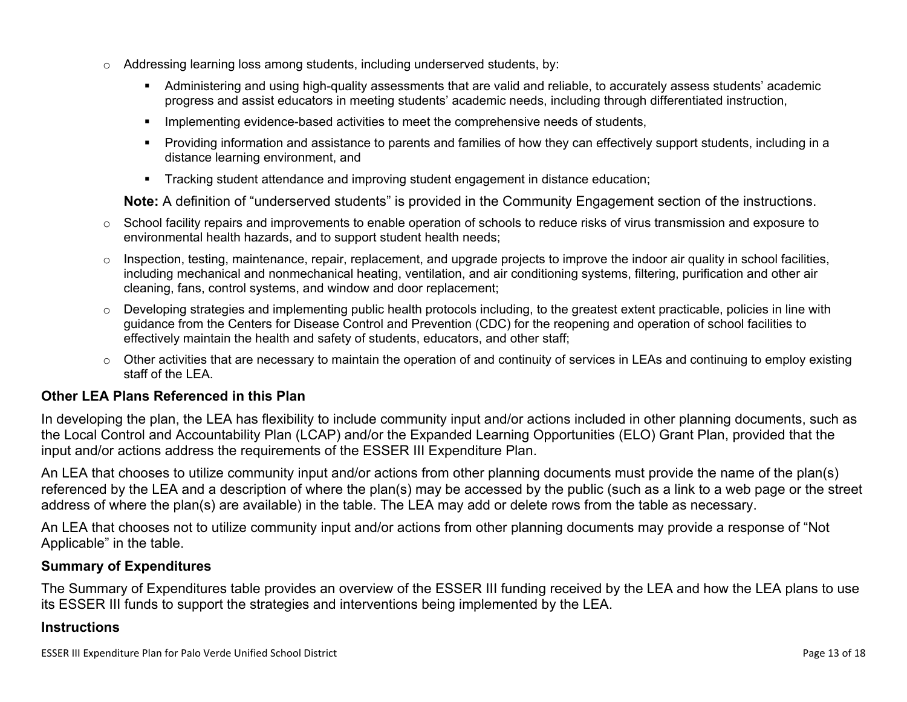- Addressing learning loss among students, including underserved students, by:
  - Administering and using high-quality assessments that are valid and reliable, to accurately assess students' academic progress and assist educators in meeting students' academic needs, including through differentiated instruction,
  - Implementing evidence-based activities to meet the comprehensive needs of students,
  - Providing information and assistance to parents and families of how they can effectively support students, including in a distance learning environment, and
  - Tracking student attendance and improving student engagement in distance education;

  **Note:** A definition of "underserved students" is provided in the Community Engagement section of the instructions.
- School facility repairs and improvements to enable operation of schools to reduce risks of virus transmission and exposure to environmental health hazards, and to support student health needs;
- Inspection, testing, maintenance, repair, replacement, and upgrade projects to improve the indoor air quality in school facilities, including mechanical and nonmechanical heating, ventilation, and air conditioning systems, filtering, purification and other air cleaning, fans, control systems, and window and door replacement;
- Developing strategies and implementing public health protocols including, to the greatest extent practicable, policies in line with guidance from the Centers for Disease Control and Prevention (CDC) for the reopening and operation of school facilities to effectively maintain the health and safety of students, educators, and other staff;
- Other activities that are necessary to maintain the operation of and continuity of services in LEAs and continuing to employ existing staff of the LEA.

### Other LEA Plans Referenced in this Plan

In developing the plan, the LEA has flexibility to include community input and/or actions included in other planning documents, such as the Local Control and Accountability Plan (LCAP) and/or the Expanded Learning Opportunities (ELO) Grant Plan, provided that the input and/or actions address the requirements of the ESSER III Expenditure Plan.

An LEA that chooses to utilize community input and/or actions from other planning documents must provide the name of the plan(s) referenced by the LEA and a description of where the plan(s) may be accessed by the public (such as a link to a web page or the street address of where the plan(s) are available) in the table. The LEA may add or delete rows from the table as necessary.

An LEA that chooses not to utilize community input and/or actions from other planning documents may provide a response of "Not Applicable" in the table.

### Summary of Expenditures

The Summary of Expenditures table provides an overview of the ESSER III funding received by the LEA and how the LEA plans to use its ESSER III funds to support the strategies and interventions being implemented by the LEA.

### Instructions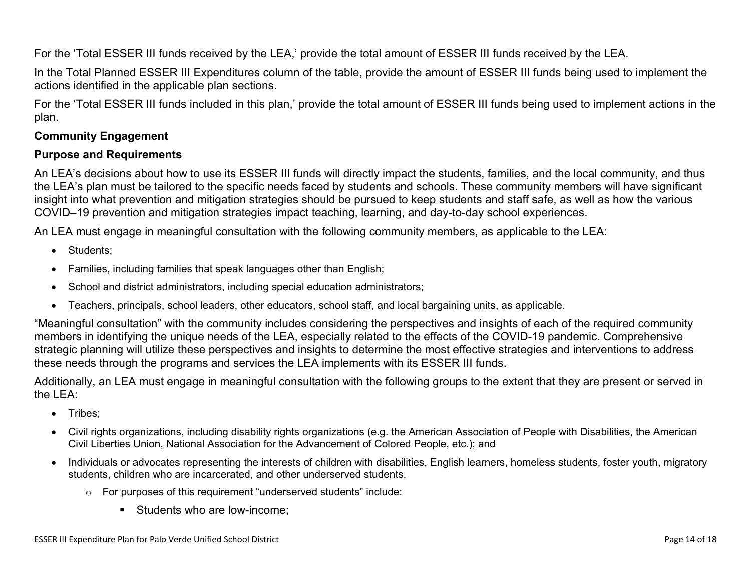For the 'Total ESSER III funds received by the LEA,' provide the total amount of ESSER III funds received by the LEA.

In the Total Planned ESSER III Expenditures column of the table, provide the amount of ESSER III funds being used to implement the actions identified in the applicable plan sections.

For the 'Total ESSER III funds included in this plan,' provide the total amount of ESSER III funds being used to implement actions in the plan.

**Community Engagement**

**Purpose and Requirements**

An LEA's decisions about how to use its ESSER III funds will directly impact the students, families, and the local community, and thus the LEA's plan must be tailored to the specific needs faced by students and schools. These community members will have significant insight into what prevention and mitigation strategies should be pursued to keep students and staff safe, as well as how the various COVID–19 prevention and mitigation strategies impact teaching, learning, and day-to-day school experiences.

An LEA must engage in meaningful consultation with the following community members, as applicable to the LEA:

- Students;
- Families, including families that speak languages other than English;
- School and district administrators, including special education administrators;
- Teachers, principals, school leaders, other educators, school staff, and local bargaining units, as applicable.

"Meaningful consultation" with the community includes considering the perspectives and insights of each of the required community members in identifying the unique needs of the LEA, especially related to the effects of the COVID-19 pandemic. Comprehensive strategic planning will utilize these perspectives and insights to determine the most effective strategies and interventions to address these needs through the programs and services the LEA implements with its ESSER III funds.

Additionally, an LEA must engage in meaningful consultation with the following groups to the extent that they are present or served in the LEA:

- Tribes;
- Civil rights organizations, including disability rights organizations (e.g. the American Association of People with Disabilities, the American Civil Liberties Union, National Association for the Advancement of Colored People, etc.); and
- Individuals or advocates representing the interests of children with disabilities, English learners, homeless students, foster youth, migratory students, children who are incarcerated, and other underserved students.
  - For purposes of this requirement "underserved students" include:
    - Students who are low-income;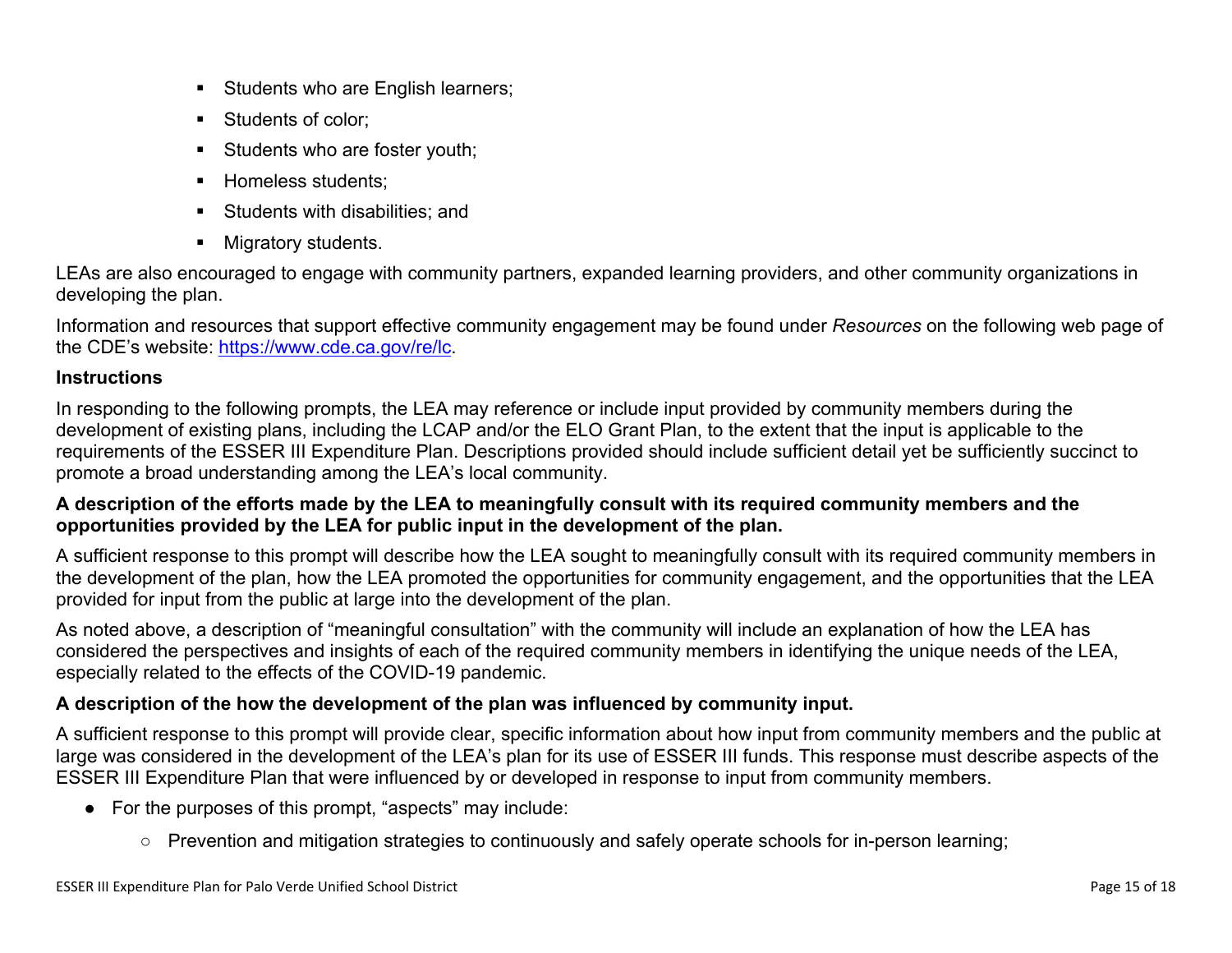- Students who are English learners;
- Students of color;
- Students who are foster youth;
- Homeless students;
- Students with disabilities; and
- Migratory students.

LEAs are also encouraged to engage with community partners, expanded learning providers, and other community organizations in developing the plan.

Information and resources that support effective community engagement may be found under *Resources* on the following web page of the CDE's website: [https://www.cde.ca.gov/re/lc](https://www.cde.ca.gov/re/lc).

**Instructions**

In responding to the following prompts, the LEA may reference or include input provided by community members during the development of existing plans, including the LCAP and/or the ELO Grant Plan, to the extent that the input is applicable to the requirements of the ESSER III Expenditure Plan. Descriptions provided should include sufficient detail yet be sufficiently succinct to promote a broad understanding among the LEA's local community.

**A description of the efforts made by the LEA to meaningfully consult with its required community members and the opportunities provided by the LEA for public input in the development of the plan.**

A sufficient response to this prompt will describe how the LEA sought to meaningfully consult with its required community members in the development of the plan, how the LEA promoted the opportunities for community engagement, and the opportunities that the LEA provided for input from the public at large into the development of the plan.

As noted above, a description of "meaningful consultation" with the community will include an explanation of how the LEA has considered the perspectives and insights of each of the required community members in identifying the unique needs of the LEA, especially related to the effects of the COVID-19 pandemic.

**A description of the how the development of the plan was influenced by community input.**

A sufficient response to this prompt will provide clear, specific information about how input from community members and the public at large was considered in the development of the LEA's plan for its use of ESSER III funds. This response must describe aspects of the ESSER III Expenditure Plan that were influenced by or developed in response to input from community members.

- For the purposes of this prompt, "aspects" may include:
    - Prevention and mitigation strategies to continuously and safely operate schools for in-person learning;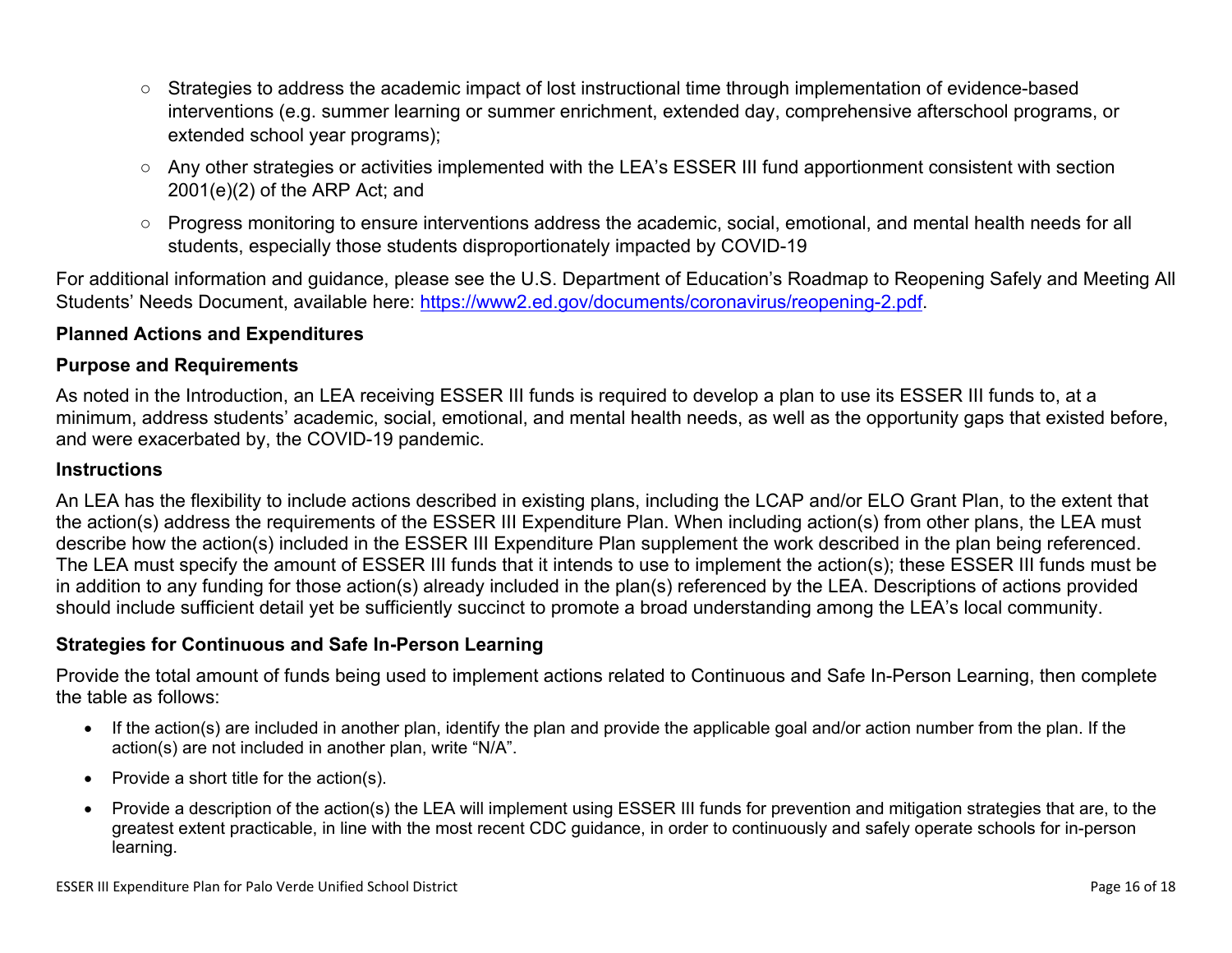- Strategies to address the academic impact of lost instructional time through implementation of evidence-based interventions (e.g. summer learning or summer enrichment, extended day, comprehensive afterschool programs, or extended school year programs);
- Any other strategies or activities implemented with the LEA's ESSER III fund apportionment consistent with section 2001(e)(2) of the ARP Act; and
- Progress monitoring to ensure interventions address the academic, social, emotional, and mental health needs for all students, especially those students disproportionately impacted by COVID-19

For additional information and guidance, please see the U.S. Department of Education's Roadmap to Reopening Safely and Meeting All Students' Needs Document, available here: [https://www2.ed.gov/documents/coronavirus/reopening-2.pdf](https://www2.ed.gov/documents/coronavirus/reopening-2.pdf).

**Planned Actions and Expenditures**

**Purpose and Requirements**

As noted in the Introduction, an LEA receiving ESSER III funds is required to develop a plan to use its ESSER III funds to, at a minimum, address students' academic, social, emotional, and mental health needs, as well as the opportunity gaps that existed before, and were exacerbated by, the COVID-19 pandemic.

**Instructions**

An LEA has the flexibility to include actions described in existing plans, including the LCAP and/or ELO Grant Plan, to the extent that the action(s) address the requirements of the ESSER III Expenditure Plan. When including action(s) from other plans, the LEA must describe how the action(s) included in the ESSER III Expenditure Plan supplement the work described in the plan being referenced. The LEA must specify the amount of ESSER III funds that it intends to use to implement the action(s); these ESSER III funds must be in addition to any funding for those action(s) already included in the plan(s) referenced by the LEA. Descriptions of actions provided should include sufficient detail yet be sufficiently succinct to promote a broad understanding among the LEA's local community.

**Strategies for Continuous and Safe In-Person Learning**

Provide the total amount of funds being used to implement actions related to Continuous and Safe In-Person Learning, then complete the table as follows:

- If the action(s) are included in another plan, identify the plan and provide the applicable goal and/or action number from the plan. If the action(s) are not included in another plan, write "N/A".
- Provide a short title for the action(s).
- Provide a description of the action(s) the LEA will implement using ESSER III funds for prevention and mitigation strategies that are, to the greatest extent practicable, in line with the most recent CDC guidance, in order to continuously and safely operate schools for in-person learning.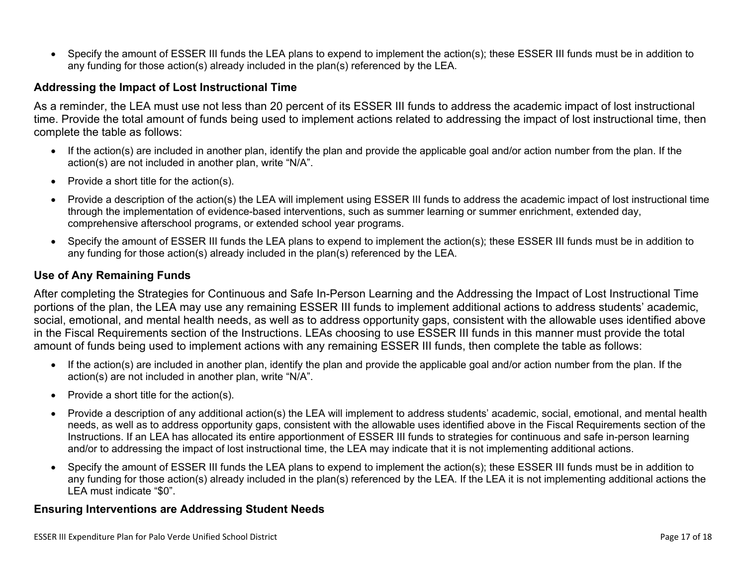- Specify the amount of ESSER III funds the LEA plans to expend to implement the action(s); these ESSER III funds must be in addition to any funding for those action(s) already included in the plan(s) referenced by the LEA.

### Addressing the Impact of Lost Instructional Time

As a reminder, the LEA must use not less than 20 percent of its ESSER III funds to address the academic impact of lost instructional time. Provide the total amount of funds being used to implement actions related to addressing the impact of lost instructional time, then complete the table as follows:

- If the action(s) are included in another plan, identify the plan and provide the applicable goal and/or action number from the plan. If the action(s) are not included in another plan, write "N/A".
- Provide a short title for the action(s).
- Provide a description of the action(s) the LEA will implement using ESSER III funds to address the academic impact of lost instructional time through the implementation of evidence-based interventions, such as summer learning or summer enrichment, extended day, comprehensive afterschool programs, or extended school year programs.
- Specify the amount of ESSER III funds the LEA plans to expend to implement the action(s); these ESSER III funds must be in addition to any funding for those action(s) already included in the plan(s) referenced by the LEA.

### Use of Any Remaining Funds

After completing the Strategies for Continuous and Safe In-Person Learning and the Addressing the Impact of Lost Instructional Time portions of the plan, the LEA may use any remaining ESSER III funds to implement additional actions to address students' academic, social, emotional, and mental health needs, as well as to address opportunity gaps, consistent with the allowable uses identified above in the Fiscal Requirements section of the Instructions. LEAs choosing to use ESSER III funds in this manner must provide the total amount of funds being used to implement actions with any remaining ESSER III funds, then complete the table as follows:

- If the action(s) are included in another plan, identify the plan and provide the applicable goal and/or action number from the plan. If the action(s) are not included in another plan, write "N/A".
- Provide a short title for the action(s).
- Provide a description of any additional action(s) the LEA will implement to address students' academic, social, emotional, and mental health needs, as well as to address opportunity gaps, consistent with the allowable uses identified above in the Fiscal Requirements section of the Instructions. If an LEA has allocated its entire apportionment of ESSER III funds to strategies for continuous and safe in-person learning and/or to addressing the impact of lost instructional time, the LEA may indicate that it is not implementing additional actions.
- Specify the amount of ESSER III funds the LEA plans to expend to implement the action(s); these ESSER III funds must be in addition to any funding for those action(s) already included in the plan(s) referenced by the LEA. If the LEA it is not implementing additional actions the LEA must indicate "$0".

### Ensuring Interventions are Addressing Student Needs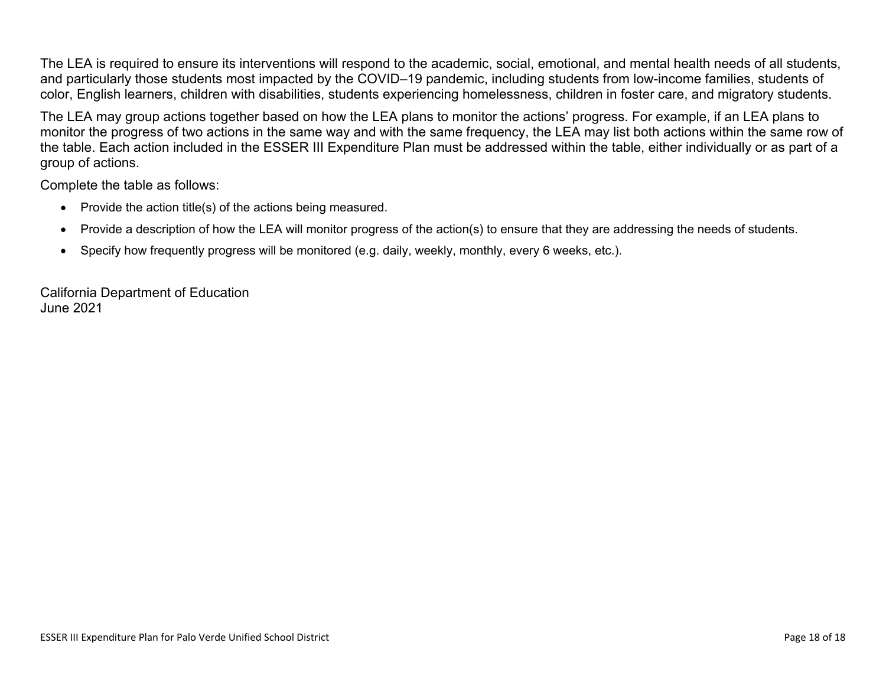The LEA is required to ensure its interventions will respond to the academic, social, emotional, and mental health needs of all students, and particularly those students most impacted by the COVID–19 pandemic, including students from low-income families, students of color, English learners, children with disabilities, students experiencing homelessness, children in foster care, and migratory students.

The LEA may group actions together based on how the LEA plans to monitor the actions' progress. For example, if an LEA plans to monitor the progress of two actions in the same way and with the same frequency, the LEA may list both actions within the same row of the table. Each action included in the ESSER III Expenditure Plan must be addressed within the table, either individually or as part of a group of actions.

Complete the table as follows:

- Provide the action title(s) of the actions being measured.
- Provide a description of how the LEA will monitor progress of the action(s) to ensure that they are addressing the needs of students.
- Specify how frequently progress will be monitored (e.g. daily, weekly, monthly, every 6 weeks, etc.).

California Department of Education
June 2021